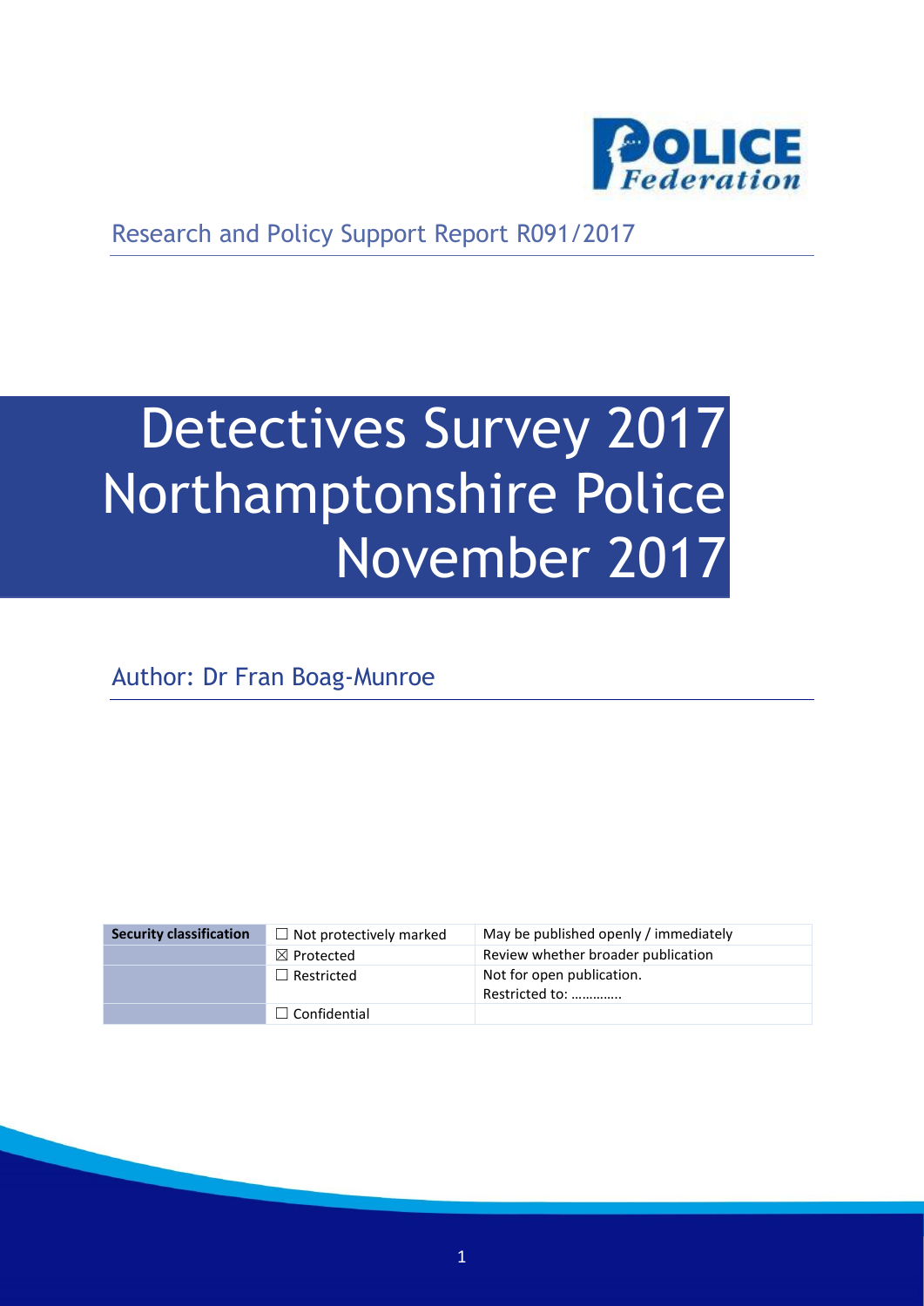Research and Policy Support Report R091/2017

# Detectives Survey 2017 Northamptonshire Police November 2017

Author: Dr Fran Boag-Munroe

| Security classification | ☐ Not protectively marked | May be published openly / immediately |
|---|---|---|
| | ☒ Protected | Review whether broader publication |
| | ☐ Restricted | Not for open publication. Restricted to: …………. |
| | ☐ Confidential | |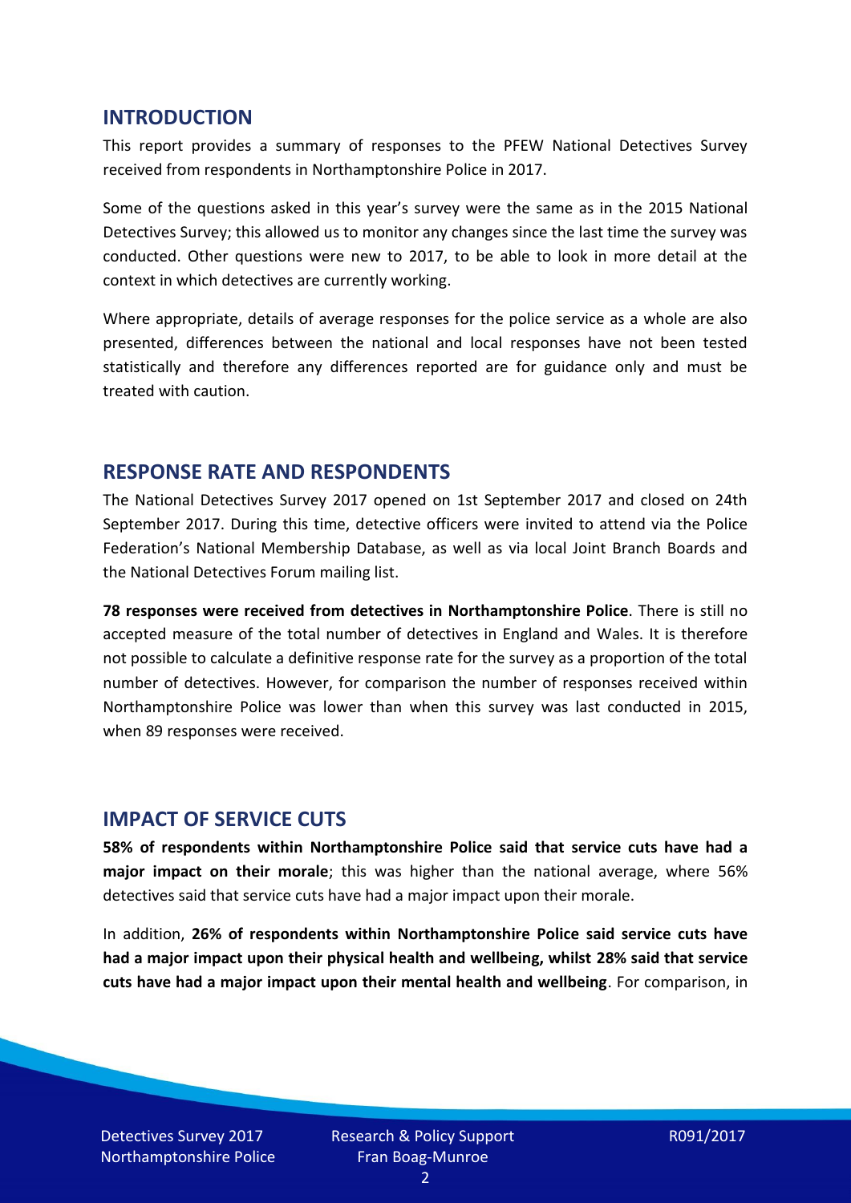## INTRODUCTION

This report provides a summary of responses to the PFEW National Detectives Survey received from respondents in Northamptonshire Police in 2017.

Some of the questions asked in this year's survey were the same as in the 2015 National Detectives Survey; this allowed us to monitor any changes since the last time the survey was conducted. Other questions were new to 2017, to be able to look in more detail at the context in which detectives are currently working.

Where appropriate, details of average responses for the police service as a whole are also presented, differences between the national and local responses have not been tested statistically and therefore any differences reported are for guidance only and must be treated with caution.

## RESPONSE RATE AND RESPONDENTS

The National Detectives Survey 2017 opened on 1st September 2017 and closed on 24th September 2017. During this time, detective officers were invited to attend via the Police Federation's National Membership Database, as well as via local Joint Branch Boards and the National Detectives Forum mailing list.

**78 responses were received from detectives in Northamptonshire Police**. There is still no accepted measure of the total number of detectives in England and Wales. It is therefore not possible to calculate a definitive response rate for the survey as a proportion of the total number of detectives. However, for comparison the number of responses received within Northamptonshire Police was lower than when this survey was last conducted in 2015, when 89 responses were received.

## IMPACT OF SERVICE CUTS

**58% of respondents within Northamptonshire Police said that service cuts have had a major impact on their morale**; this was higher than the national average, where 56% detectives said that service cuts have had a major impact upon their morale.

In addition, **26% of respondents within Northamptonshire Police said service cuts have had a major impact upon their physical health and wellbeing, whilst 28% said that service cuts have had a major impact upon their mental health and wellbeing**. For comparison, in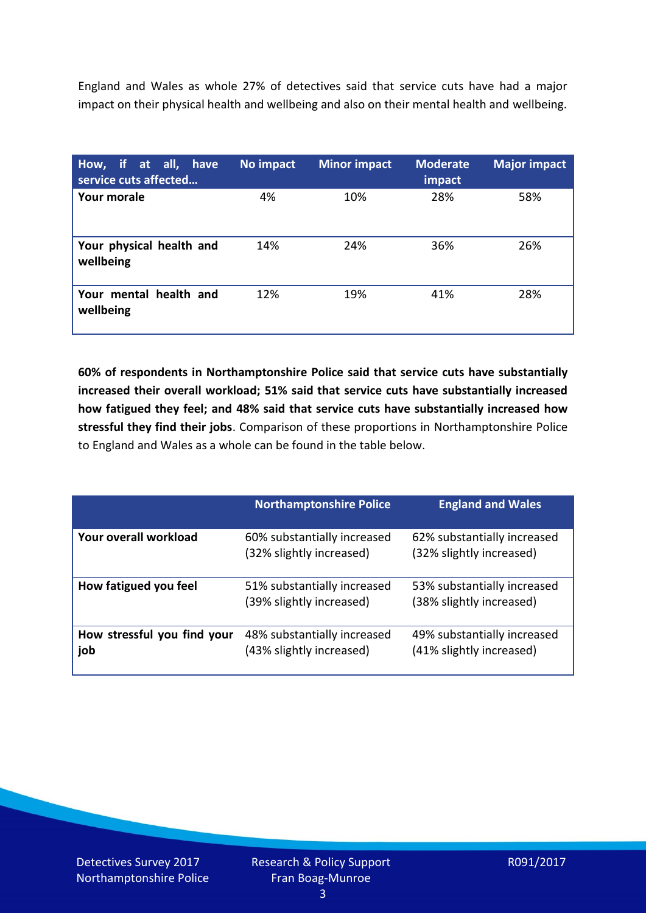England and Wales as whole 27% of detectives said that service cuts have had a major impact on their physical health and wellbeing and also on their mental health and wellbeing.

| How, if at all, have service cuts affected… | No impact | Minor impact | Moderate impact | Major impact |
|---|---|---|---|---|
| **Your morale** | 4% | 10% | 28% | 58% |
| **Your physical health and wellbeing** | 14% | 24% | 36% | 26% |
| **Your mental health and wellbeing** | 12% | 19% | 41% | 28% |

**60% of respondents in Northamptonshire Police said that service cuts have substantially increased their overall workload; 51% said that service cuts have substantially increased how fatigued they feel; and 48% said that service cuts have substantially increased how stressful they find their jobs**. Comparison of these proportions in Northamptonshire Police to England and Wales as a whole can be found in the table below.

| | Northamptonshire Police | England and Wales |
|---|---|---|
| **Your overall workload** | 60% substantially increased (32% slightly increased) | 62% substantially increased (32% slightly increased) |
| **How fatigued you feel** | 51% substantially increased (39% slightly increased) | 53% substantially increased (38% slightly increased) |
| **How stressful you find your job** | 48% substantially increased (43% slightly increased) | 49% substantially increased (41% slightly increased) |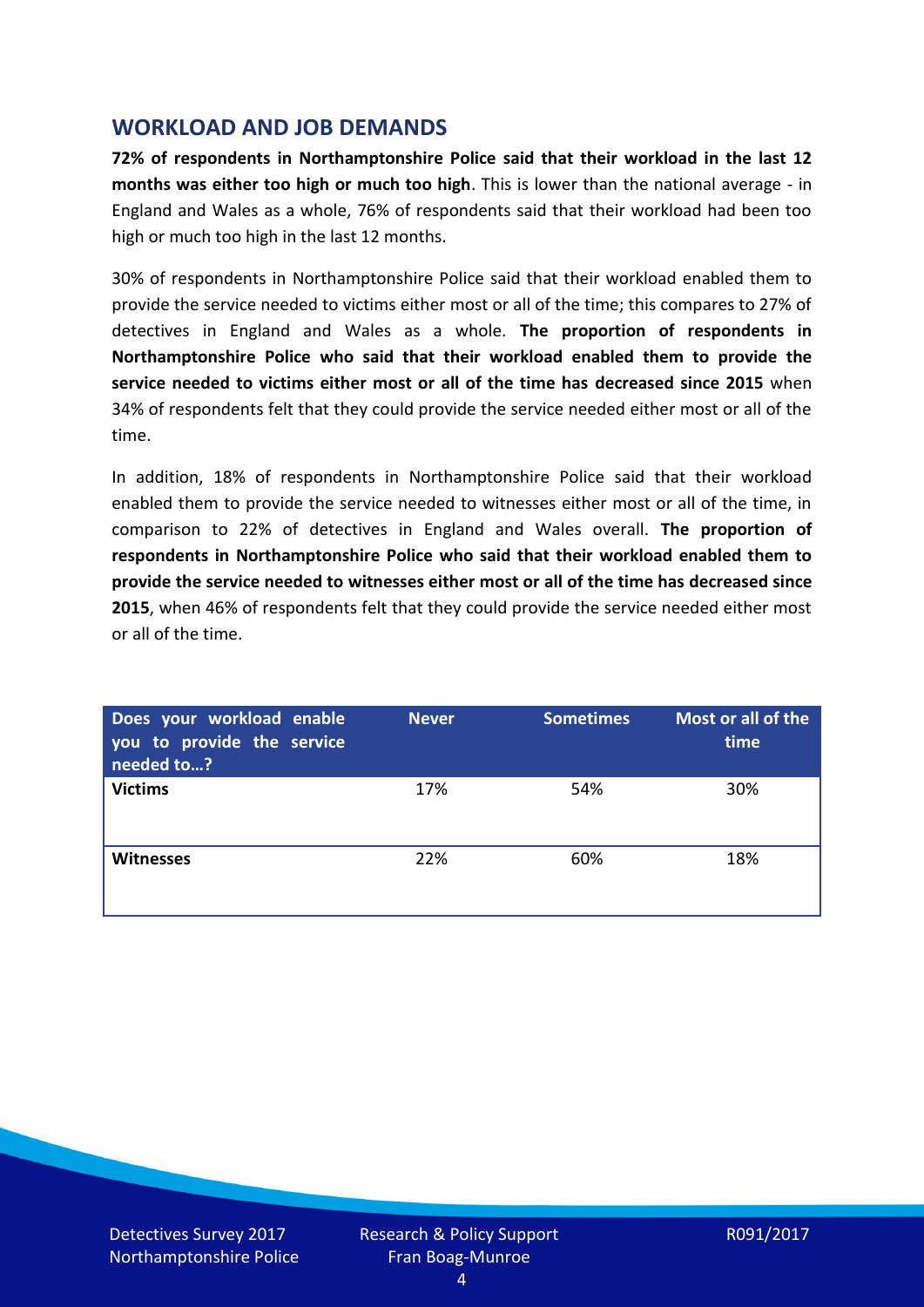## WORKLOAD AND JOB DEMANDS

**72% of respondents in Northamptonshire Police said that their workload in the last 12 months was either too high or much too high**. This is lower than the national average - in England and Wales as a whole, 76% of respondents said that their workload had been too high or much too high in the last 12 months.

30% of respondents in Northamptonshire Police said that their workload enabled them to provide the service needed to victims either most or all of the time; this compares to 27% of detectives in England and Wales as a whole. **The proportion of respondents in Northamptonshire Police who said that their workload enabled them to provide the service needed to victims either most or all of the time has decreased since 2015** when 34% of respondents felt that they could provide the service needed either most or all of the time.

In addition, 18% of respondents in Northamptonshire Police said that their workload enabled them to provide the service needed to witnesses either most or all of the time, in comparison to 22% of detectives in England and Wales overall. **The proportion of respondents in Northamptonshire Police who said that their workload enabled them to provide the service needed to witnesses either most or all of the time has decreased since 2015**, when 46% of respondents felt that they could provide the service needed either most or all of the time.

| Does your workload enable you to provide the service needed to…? | Never | Sometimes | Most or all of the time |
|---|---|---|---|
| **Victims** | 17% | 54% | 30% |
| **Witnesses** | 22% | 60% | 18% |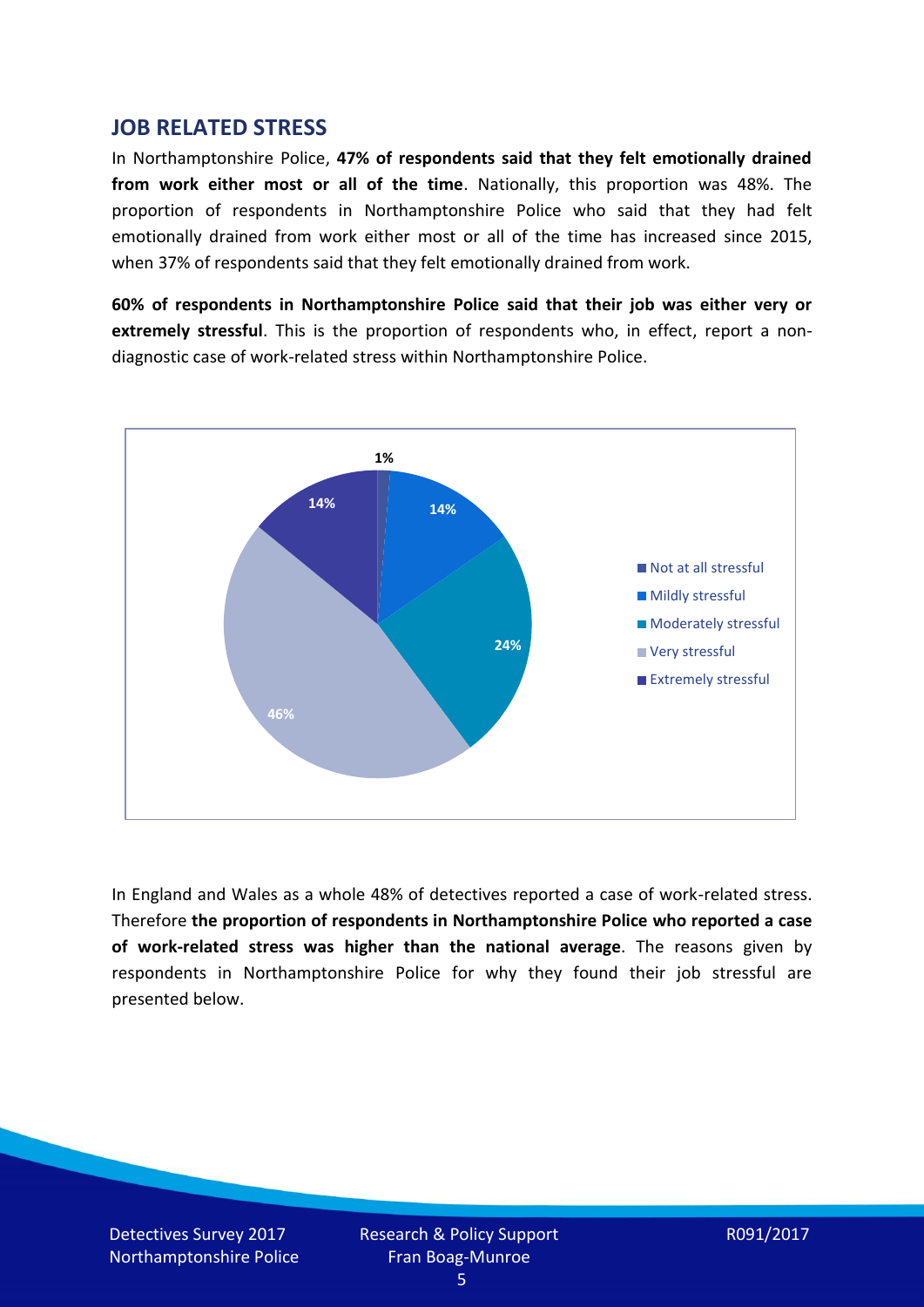## JOB RELATED STRESS

In Northamptonshire Police, **47% of respondents said that they felt emotionally drained from work either most or all of the time**. Nationally, this proportion was 48%. The proportion of respondents in Northamptonshire Police who said that they had felt emotionally drained from work either most or all of the time has increased since 2015, when 37% of respondents said that they felt emotionally drained from work.

**60% of respondents in Northamptonshire Police said that their job was either very or extremely stressful**. This is the proportion of respondents who, in effect, report a non-diagnostic case of work-related stress within Northamptonshire Police.

| Response | Percentage |
|---|---|
| Not at all stressful | 1% |
| Mildly stressful | 14% |
| Moderately stressful | 24% |
| Very stressful | 46% |
| Extremely stressful | 14% |

In England and Wales as a whole 48% of detectives reported a case of work-related stress. Therefore **the proportion of respondents in Northamptonshire Police who reported a case of work-related stress was higher than the national average**. The reasons given by respondents in Northamptonshire Police for why they found their job stressful are presented below.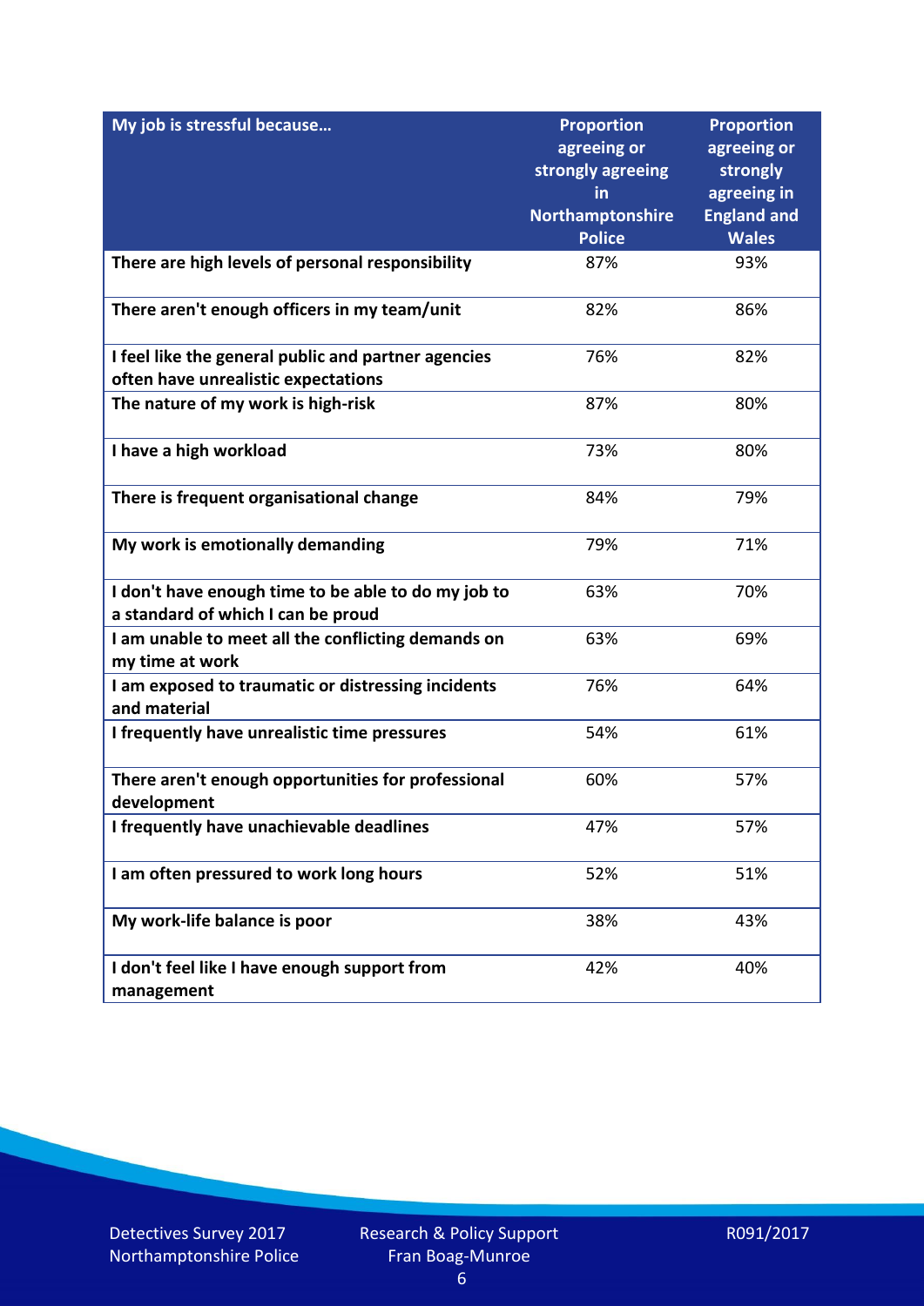| My job is stressful because… | Proportion agreeing or strongly agreeing in Northamptonshire Police | Proportion agreeing or strongly agreeing in England and Wales |
|---|---|---|
| There are high levels of personal responsibility | 87% | 93% |
| There aren't enough officers in my team/unit | 82% | 86% |
| I feel like the general public and partner agencies often have unrealistic expectations | 76% | 82% |
| The nature of my work is high-risk | 87% | 80% |
| I have a high workload | 73% | 80% |
| There is frequent organisational change | 84% | 79% |
| My work is emotionally demanding | 79% | 71% |
| I don't have enough time to be able to do my job to a standard of which I can be proud | 63% | 70% |
| I am unable to meet all the conflicting demands on my time at work | 63% | 69% |
| I am exposed to traumatic or distressing incidents and material | 76% | 64% |
| I frequently have unrealistic time pressures | 54% | 61% |
| There aren't enough opportunities for professional development | 60% | 57% |
| I frequently have unachievable deadlines | 47% | 57% |
| I am often pressured to work long hours | 52% | 51% |
| My work-life balance is poor | 38% | 43% |
| I don't feel like I have enough support from management | 42% | 40% |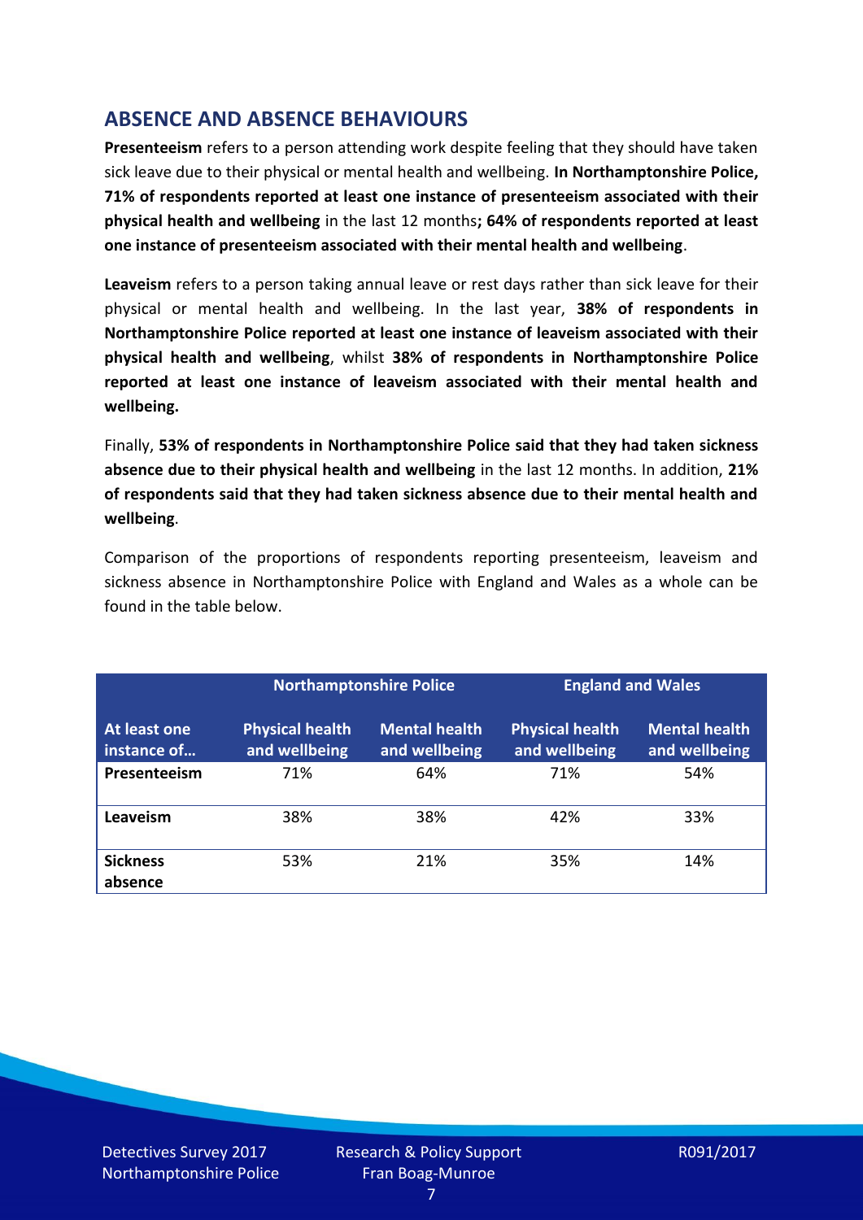## ABSENCE AND ABSENCE BEHAVIOURS

**Presenteeism** refers to a person attending work despite feeling that they should have taken sick leave due to their physical or mental health and wellbeing. **In Northamptonshire Police, 71% of respondents reported at least one instance of presenteeism associated with their physical health and wellbeing** in the last 12 months**; 64% of respondents reported at least one instance of presenteeism associated with their mental health and wellbeing**.

**Leaveism** refers to a person taking annual leave or rest days rather than sick leave for their physical or mental health and wellbeing. In the last year, **38% of respondents in Northamptonshire Police reported at least one instance of leaveism associated with their physical health and wellbeing**, whilst **38% of respondents in Northamptonshire Police reported at least one instance of leaveism associated with their mental health and wellbeing.**

Finally, **53% of respondents in Northamptonshire Police said that they had taken sickness absence due to their physical health and wellbeing** in the last 12 months. In addition, **21% of respondents said that they had taken sickness absence due to their mental health and wellbeing**.

Comparison of the proportions of respondents reporting presenteeism, leaveism and sickness absence in Northamptonshire Police with England and Wales as a whole can be found in the table below.

| | Northamptonshire Police | | England and Wales | |
|---|---|---|---|---|
| **At least one instance of…** | **Physical health and wellbeing** | **Mental health and wellbeing** | **Physical health and wellbeing** | **Mental health and wellbeing** |
| **Presenteeism** | 71% | 64% | 71% | 54% |
| **Leaveism** | 38% | 38% | 42% | 33% |
| **Sickness absence** | 53% | 21% | 35% | 14% |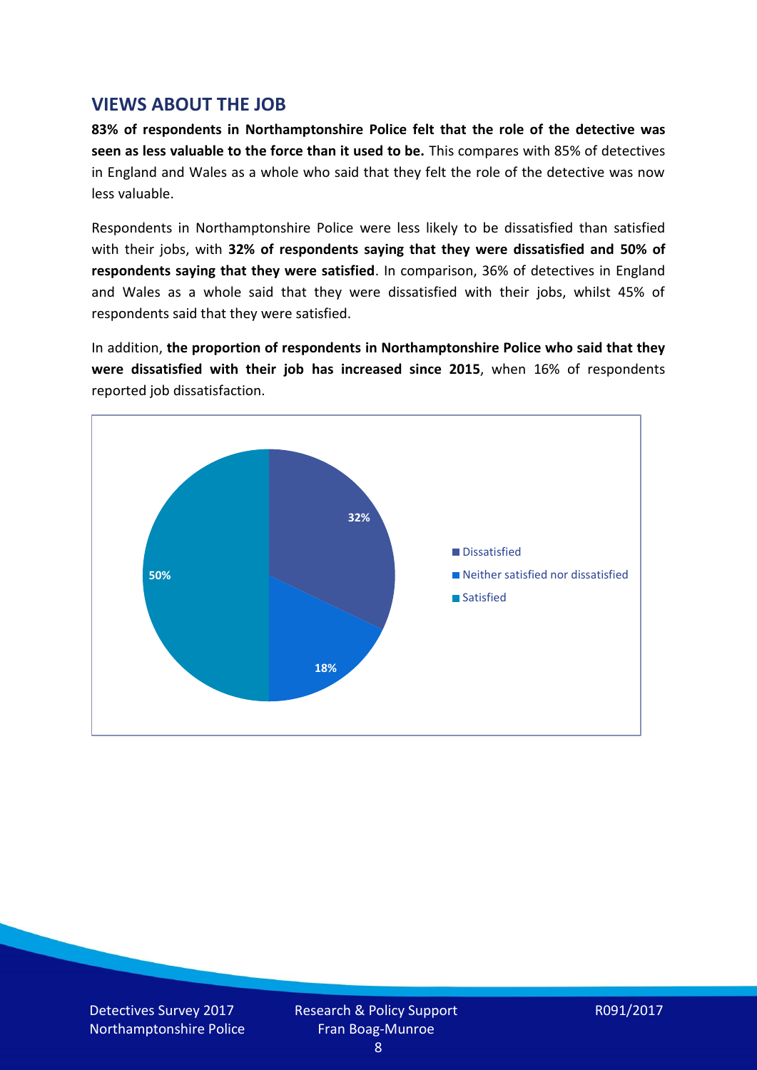## VIEWS ABOUT THE JOB

**83% of respondents in Northamptonshire Police felt that the role of the detective was seen as less valuable to the force than it used to be.** This compares with 85% of detectives in England and Wales as a whole who said that they felt the role of the detective was now less valuable.

Respondents in Northamptonshire Police were less likely to be dissatisfied than satisfied with their jobs, with **32% of respondents saying that they were dissatisfied and 50% of respondents saying that they were satisfied**. In comparison, 36% of detectives in England and Wales as a whole said that they were dissatisfied with their jobs, whilst 45% of respondents said that they were satisfied.

In addition, **the proportion of respondents in Northamptonshire Police who said that they were dissatisfied with their job has increased since 2015**, when 16% of respondents reported job dissatisfaction.

| Response | Percentage |
|---|---|
| Dissatisfied | 32% |
| Neither satisfied nor dissatisfied | 18% |
| Satisfied | 50% |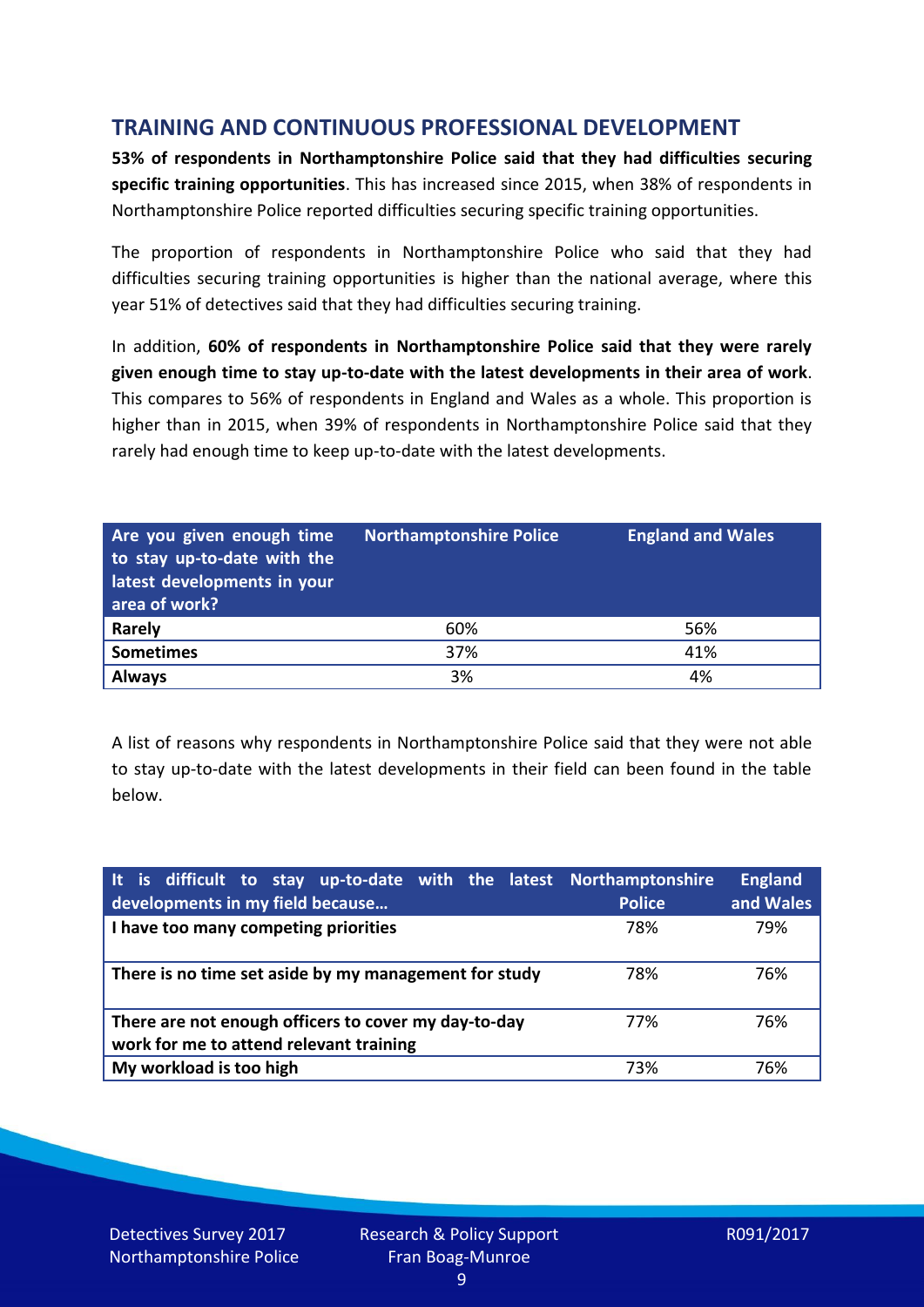## TRAINING AND CONTINUOUS PROFESSIONAL DEVELOPMENT

**53% of respondents in Northamptonshire Police said that they had difficulties securing specific training opportunities**. This has increased since 2015, when 38% of respondents in Northamptonshire Police reported difficulties securing specific training opportunities.

The proportion of respondents in Northamptonshire Police who said that they had difficulties securing training opportunities is higher than the national average, where this year 51% of detectives said that they had difficulties securing training.

In addition, **60% of respondents in Northamptonshire Police said that they were rarely given enough time to stay up-to-date with the latest developments in their area of work**. This compares to 56% of respondents in England and Wales as a whole. This proportion is higher than in 2015, when 39% of respondents in Northamptonshire Police said that they rarely had enough time to keep up-to-date with the latest developments.

| Are you given enough time to stay up-to-date with the latest developments in your area of work? | Northamptonshire Police | England and Wales |
|---|---|---|
| **Rarely** | 60% | 56% |
| **Sometimes** | 37% | 41% |
| **Always** | 3% | 4% |

A list of reasons why respondents in Northamptonshire Police said that they were not able to stay up-to-date with the latest developments in their field can been found in the table below.

| It is difficult to stay up-to-date with the latest developments in my field because… | Northamptonshire Police | England and Wales |
|---|---|---|
| **I have too many competing priorities** | 78% | 79% |
| **There is no time set aside by my management for study** | 78% | 76% |
| **There are not enough officers to cover my day-to-day work for me to attend relevant training** | 77% | 76% |
| **My workload is too high** | 73% | 76% |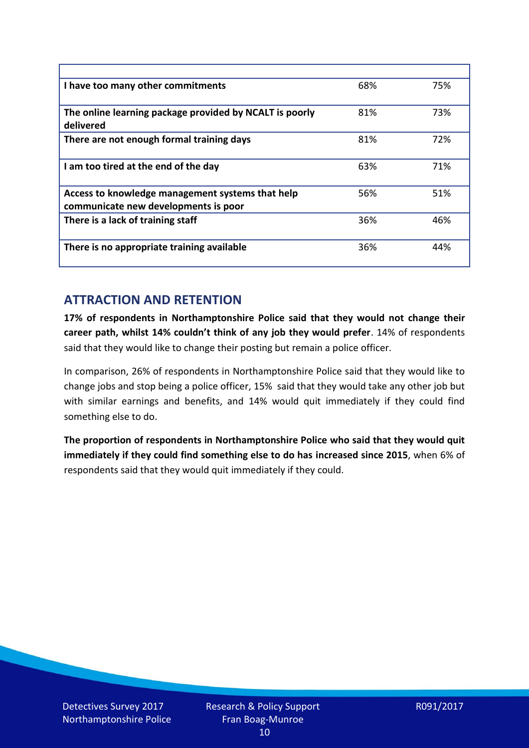| | | |
|---|---|---|
| **I have too many other commitments** | 68% | 75% |
| **The online learning package provided by NCALT is poorly delivered** | 81% | 73% |
| **There are not enough formal training days** | 81% | 72% |
| **I am too tired at the end of the day** | 63% | 71% |
| **Access to knowledge management systems that help communicate new developments is poor** | 56% | 51% |
| **There is a lack of training staff** | 36% | 46% |
| **There is no appropriate training available** | 36% | 44% |

## ATTRACTION AND RETENTION

**17% of respondents in Northamptonshire Police said that they would not change their career path, whilst 14% couldn't think of any job they would prefer**. 14% of respondents said that they would like to change their posting but remain a police officer.

In comparison, 26% of respondents in Northamptonshire Police said that they would like to change jobs and stop being a police officer, 15% said that they would take any other job but with similar earnings and benefits, and 14% would quit immediately if they could find something else to do.

**The proportion of respondents in Northamptonshire Police who said that they would quit immediately if they could find something else to do has increased since 2015**, when 6% of respondents said that they would quit immediately if they could.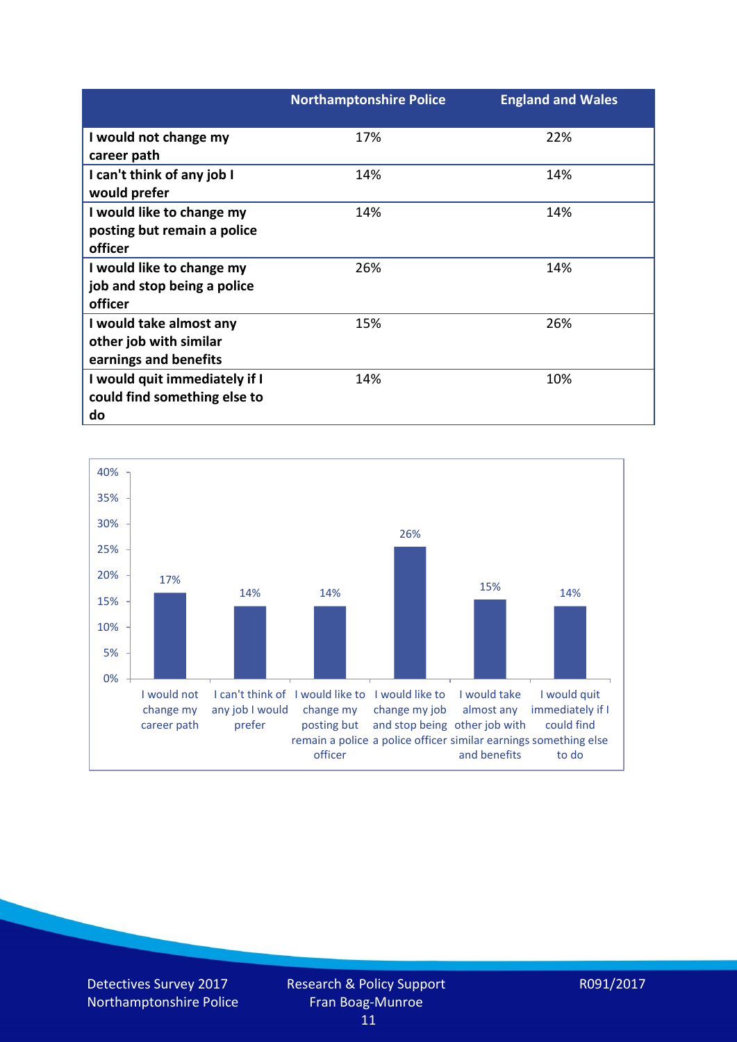| | Northamptonshire Police | England and Wales |
|---|---|---|
| **I would not change my career path** | 17% | 22% |
| **I can't think of any job I would prefer** | 14% | 14% |
| **I would like to change my posting but remain a police officer** | 14% | 14% |
| **I would like to change my job and stop being a police officer** | 26% | 14% |
| **I would take almost any other job with similar earnings and benefits** | 15% | 26% |
| **I would quit immediately if I could find something else to do** | 14% | 10% |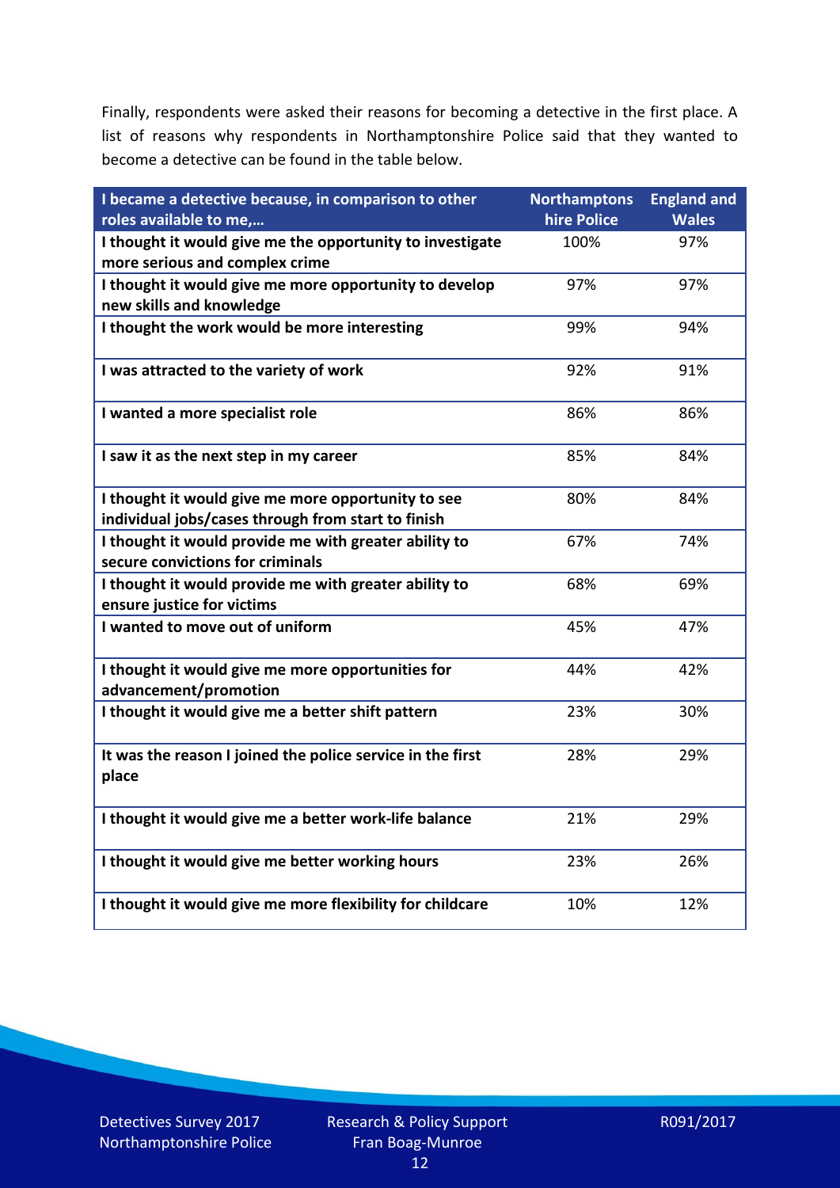Finally, respondents were asked their reasons for becoming a detective in the first place. A list of reasons why respondents in Northamptonshire Police said that they wanted to become a detective can be found in the table below.

| I became a detective because, in comparison to other roles available to me,… | Northamptonshire Police | England and Wales |
|---|---|---|
| I thought it would give me the opportunity to investigate more serious and complex crime | 100% | 97% |
| I thought it would give me more opportunity to develop new skills and knowledge | 97% | 97% |
| I thought the work would be more interesting | 99% | 94% |
| I was attracted to the variety of work | 92% | 91% |
| I wanted a more specialist role | 86% | 86% |
| I saw it as the next step in my career | 85% | 84% |
| I thought it would give me more opportunity to see individual jobs/cases through from start to finish | 80% | 84% |
| I thought it would provide me with greater ability to secure convictions for criminals | 67% | 74% |
| I thought it would provide me with greater ability to ensure justice for victims | 68% | 69% |
| I wanted to move out of uniform | 45% | 47% |
| I thought it would give me more opportunities for advancement/promotion | 44% | 42% |
| I thought it would give me a better shift pattern | 23% | 30% |
| It was the reason I joined the police service in the first place | 28% | 29% |
| I thought it would give me a better work-life balance | 21% | 29% |
| I thought it would give me better working hours | 23% | 26% |
| I thought it would give me more flexibility for childcare | 10% | 12% |